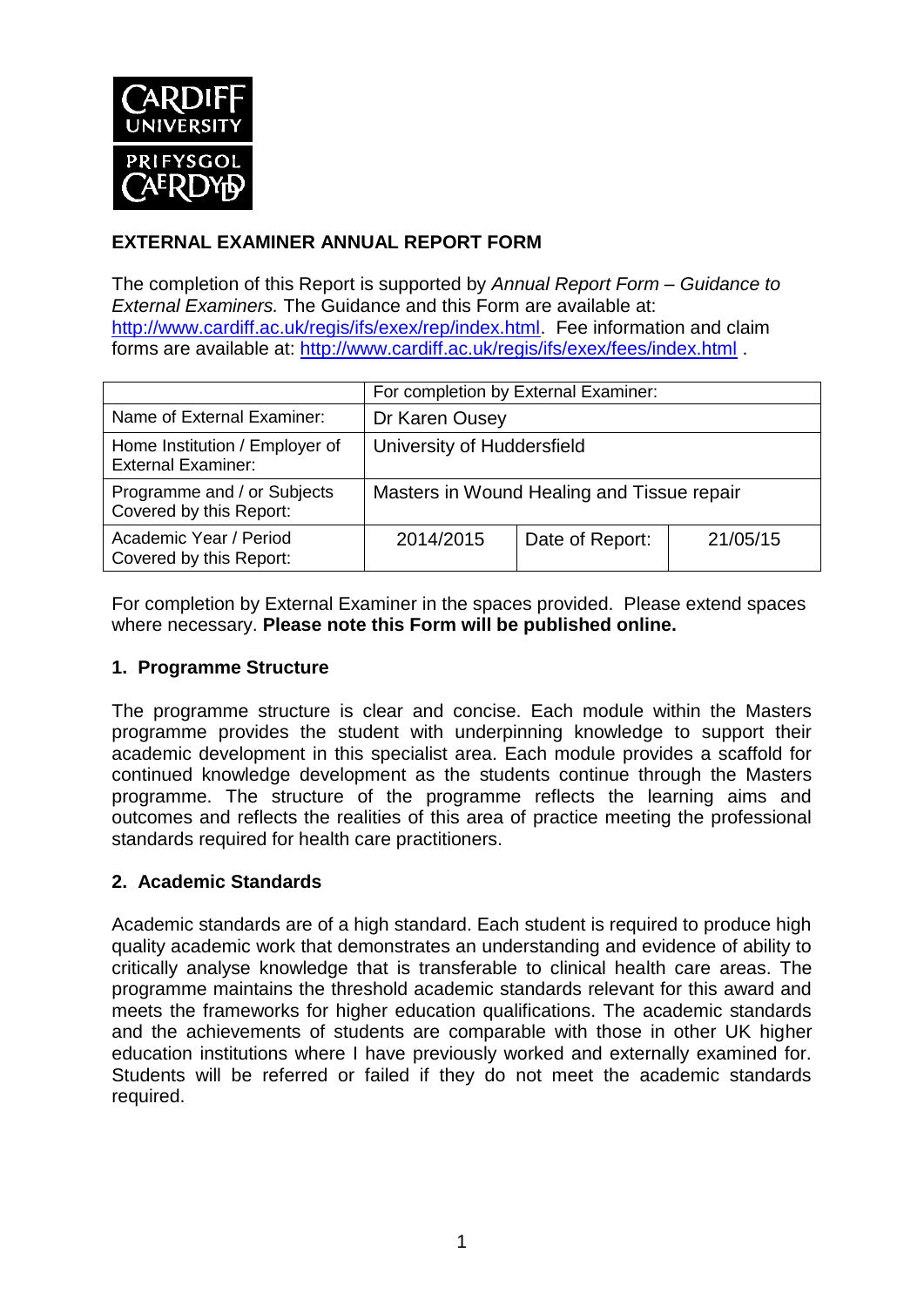**EXTERNAL EXAMINER ANNUAL REPORT FORM**

The completion of this Report is supported by *Annual Report Form – Guidance to External Examiners.* The Guidance and this Form are available at: http://www.cardiff.ac.uk/regis/ifs/exex/rep/index.html. Fee information and claim forms are available at: http://www.cardiff.ac.uk/regis/ifs/exex/fees/index.html .

| | For completion by External Examiner: | | |
|---|---|---|---|
| Name of External Examiner: | Dr Karen Ousey | | |
| Home Institution / Employer of External Examiner: | University of Huddersfield | | |
| Programme and / or Subjects Covered by this Report: | Masters in Wound Healing and Tissue repair | | |
| Academic Year / Period Covered by this Report: | 2014/2015 | Date of Report: | 21/05/15 |

For completion by External Examiner in the spaces provided. Please extend spaces where necessary. **Please note this Form will be published online.**

## 1. Programme Structure

The programme structure is clear and concise. Each module within the Masters programme provides the student with underpinning knowledge to support their academic development in this specialist area. Each module provides a scaffold for continued knowledge development as the students continue through the Masters programme. The structure of the programme reflects the learning aims and outcomes and reflects the realities of this area of practice meeting the professional standards required for health care practitioners.

## 2. Academic Standards

Academic standards are of a high standard. Each student is required to produce high quality academic work that demonstrates an understanding and evidence of ability to critically analyse knowledge that is transferable to clinical health care areas. The programme maintains the threshold academic standards relevant for this award and meets the frameworks for higher education qualifications. The academic standards and the achievements of students are comparable with those in other UK higher education institutions where I have previously worked and externally examined for. Students will be referred or failed if they do not meet the academic standards required.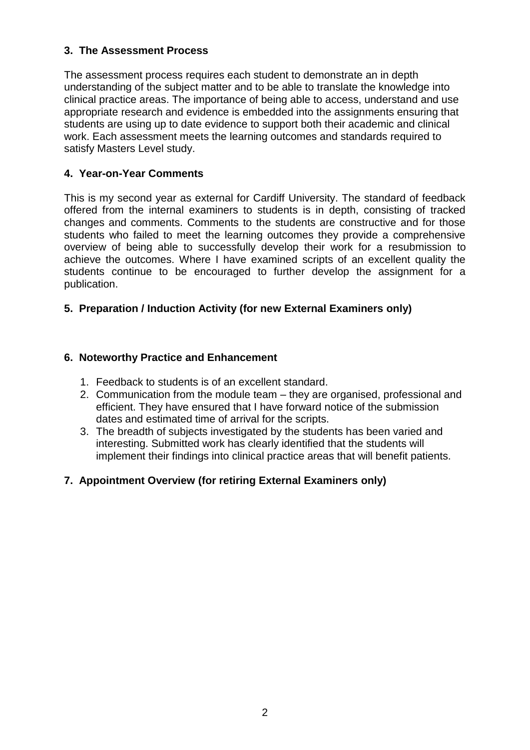### 3. The Assessment Process

The assessment process requires each student to demonstrate an in depth understanding of the subject matter and to be able to translate the knowledge into clinical practice areas. The importance of being able to access, understand and use appropriate research and evidence is embedded into the assignments ensuring that students are using up to date evidence to support both their academic and clinical work. Each assessment meets the learning outcomes and standards required to satisfy Masters Level study.

### 4. Year-on-Year Comments

This is my second year as external for Cardiff University. The standard of feedback offered from the internal examiners to students is in depth, consisting of tracked changes and comments. Comments to the students are constructive and for those students who failed to meet the learning outcomes they provide a comprehensive overview of being able to successfully develop their work for a resubmission to achieve the outcomes. Where I have examined scripts of an excellent quality the students continue to be encouraged to further develop the assignment for a publication.

### 5. Preparation / Induction Activity (for new External Examiners only)

### 6. Noteworthy Practice and Enhancement

1. Feedback to students is of an excellent standard.
2. Communication from the module team – they are organised, professional and efficient. They have ensured that I have forward notice of the submission dates and estimated time of arrival for the scripts.
3. The breadth of subjects investigated by the students has been varied and interesting. Submitted work has clearly identified that the students will implement their findings into clinical practice areas that will benefit patients.

### 7. Appointment Overview (for retiring External Examiners only)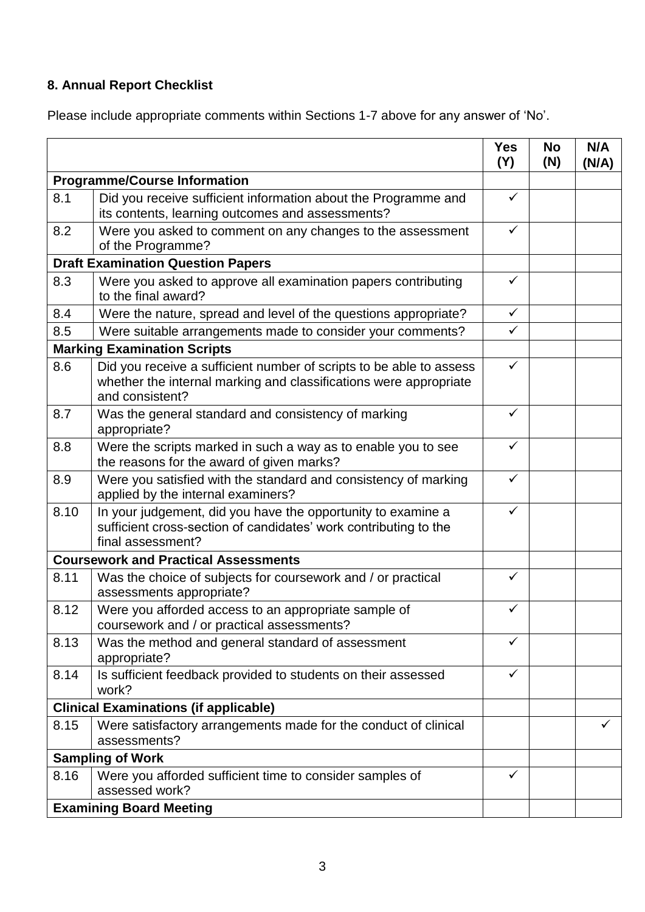### 8. Annual Report Checklist

Please include appropriate comments within Sections 1-7 above for any answer of 'No'.

| | | Yes (Y) | No (N) | N/A (N/A) |
|---|---|---|---|---|
| **Programme/Course Information** | | | | |
| 8.1 | Did you receive sufficient information about the Programme and its contents, learning outcomes and assessments? | ✓ | | |
| 8.2 | Were you asked to comment on any changes to the assessment of the Programme? | ✓ | | |
| **Draft Examination Question Papers** | | | | |
| 8.3 | Were you asked to approve all examination papers contributing to the final award? | ✓ | | |
| 8.4 | Were the nature, spread and level of the questions appropriate? | ✓ | | |
| 8.5 | Were suitable arrangements made to consider your comments? | ✓ | | |
| **Marking Examination Scripts** | | | | |
| 8.6 | Did you receive a sufficient number of scripts to be able to assess whether the internal marking and classifications were appropriate and consistent? | ✓ | | |
| 8.7 | Was the general standard and consistency of marking appropriate? | ✓ | | |
| 8.8 | Were the scripts marked in such a way as to enable you to see the reasons for the award of given marks? | ✓ | | |
| 8.9 | Were you satisfied with the standard and consistency of marking applied by the internal examiners? | ✓ | | |
| 8.10 | In your judgement, did you have the opportunity to examine a sufficient cross-section of candidates' work contributing to the final assessment? | ✓ | | |
| **Coursework and Practical Assessments** | | | | |
| 8.11 | Was the choice of subjects for coursework and / or practical assessments appropriate? | ✓ | | |
| 8.12 | Were you afforded access to an appropriate sample of coursework and / or practical assessments? | ✓ | | |
| 8.13 | Was the method and general standard of assessment appropriate? | ✓ | | |
| 8.14 | Is sufficient feedback provided to students on their assessed work? | ✓ | | |
| **Clinical Examinations (if applicable)** | | | | |
| 8.15 | Were satisfactory arrangements made for the conduct of clinical assessments? | | | ✓ |
| **Sampling of Work** | | | | |
| 8.16 | Were you afforded sufficient time to consider samples of assessed work? | ✓ | | |
| **Examining Board Meeting** | | | | |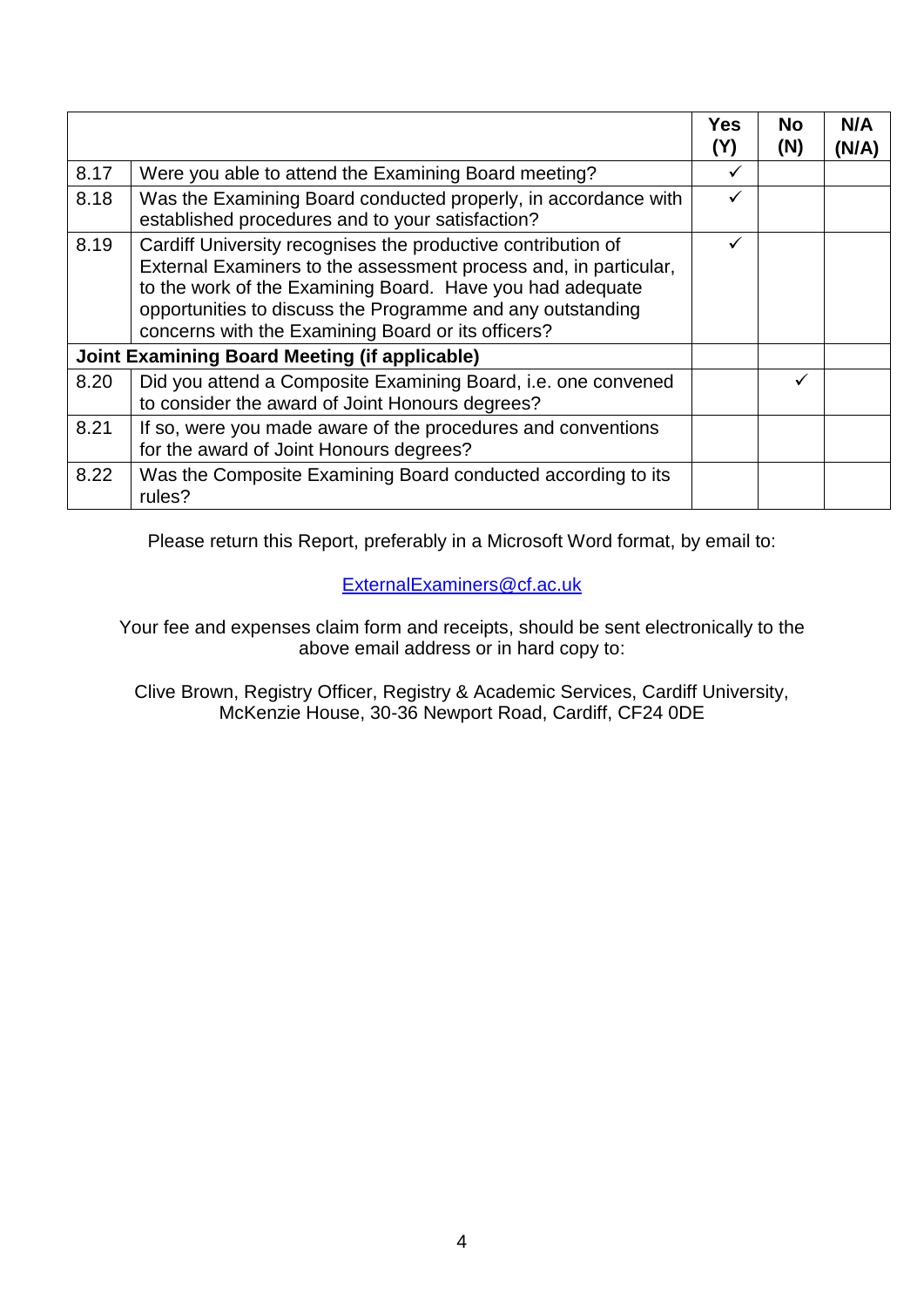| | | Yes (Y) | No (N) | N/A (N/A) |
|---|---|---|---|---|
| 8.17 | Were you able to attend the Examining Board meeting? | ✓ | | |
| 8.18 | Was the Examining Board conducted properly, in accordance with established procedures and to your satisfaction? | ✓ | | |
| 8.19 | Cardiff University recognises the productive contribution of External Examiners to the assessment process and, in particular, to the work of the Examining Board. Have you had adequate opportunities to discuss the Programme and any outstanding concerns with the Examining Board or its officers? | ✓ | | |
| **Joint Examining Board Meeting (if applicable)** | | | | |
| 8.20 | Did you attend a Composite Examining Board, i.e. one convened to consider the award of Joint Honours degrees? | | ✓ | |
| 8.21 | If so, were you made aware of the procedures and conventions for the award of Joint Honours degrees? | | | |
| 8.22 | Was the Composite Examining Board conducted according to its rules? | | | |

Please return this Report, preferably in a Microsoft Word format, by email to:

ExternalExaminers@cf.ac.uk

Your fee and expenses claim form and receipts, should be sent electronically to the above email address or in hard copy to:

Clive Brown, Registry Officer, Registry & Academic Services, Cardiff University, McKenzie House, 30-36 Newport Road, Cardiff, CF24 0DE